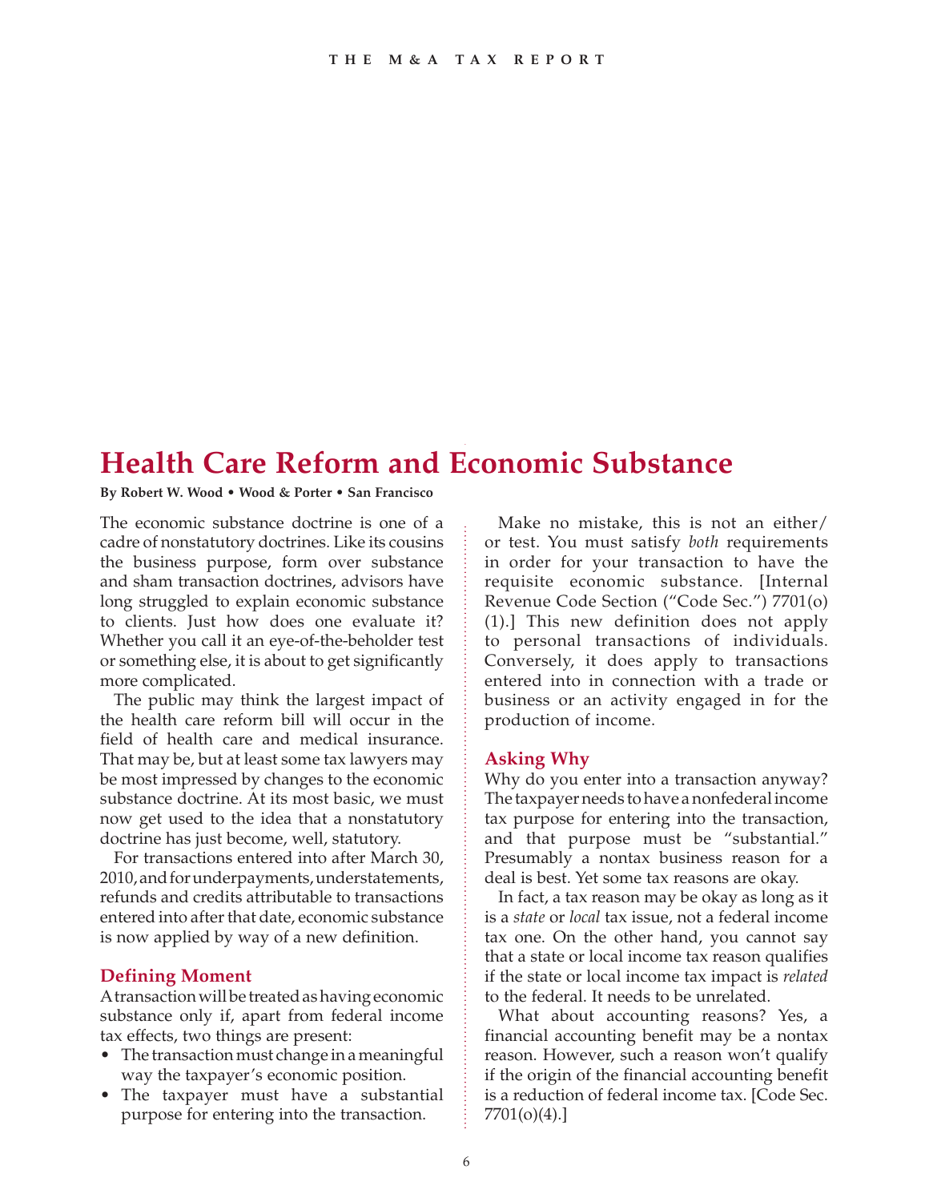# Health Care Reform and Economic Substance

**By Robert W. Wood • Wood & Porter • San Francisco**

The economic substance doctrine is one of a cadre of nonstatutory doctrines. Like its cousins the business purpose, form over substance and sham transaction doctrines, advisors have long struggled to explain economic substance to clients. Just how does one evaluate it? Whether you call it an eye-of-the-beholder test or something else, it is about to get significantly more complicated.

The public may think the largest impact of the health care reform bill will occur in the field of health care and medical insurance. That may be, but at least some tax lawyers may be most impressed by changes to the economic substance doctrine. At its most basic, we must now get used to the idea that a nonstatutory doctrine has just become, well, statutory.

For transactions entered into after March 30, 2010, and for underpayments, understatements, refunds and credits attributable to transactions entered into after that date, economic substance is now applied by way of a new definition.

## Defining Moment

A transaction will be treated as having economic substance only if, apart from federal income tax effects, two things are present:

- The transaction must change in a meaningful way the taxpayer's economic position.
- The taxpayer must have a substantial purpose for entering into the transaction.

Make no mistake, this is not an either/or test. You must satisfy *both* requirements in order for your transaction to have the requisite economic substance. [Internal Revenue Code Section ("Code Sec.") 7701(o)(1).] This new definition does not apply to personal transactions of individuals. Conversely, it does apply to transactions entered into in connection with a trade or business or an activity engaged in for the production of income.

## Asking Why

Why do you enter into a transaction anyway? The taxpayer needs to have a nonfederal income tax purpose for entering into the transaction, and that purpose must be "substantial." Presumably a nontax business reason for a deal is best. Yet some tax reasons are okay.

In fact, a tax reason may be okay as long as it is a *state* or *local* tax issue, not a federal income tax one. On the other hand, you cannot say that a state or local income tax reason qualifies if the state or local income tax impact is *related* to the federal. It needs to be unrelated.

What about accounting reasons? Yes, a financial accounting benefit may be a nontax reason. However, such a reason won't qualify if the origin of the financial accounting benefit is a reduction of federal income tax. [Code Sec. 7701(o)(4).]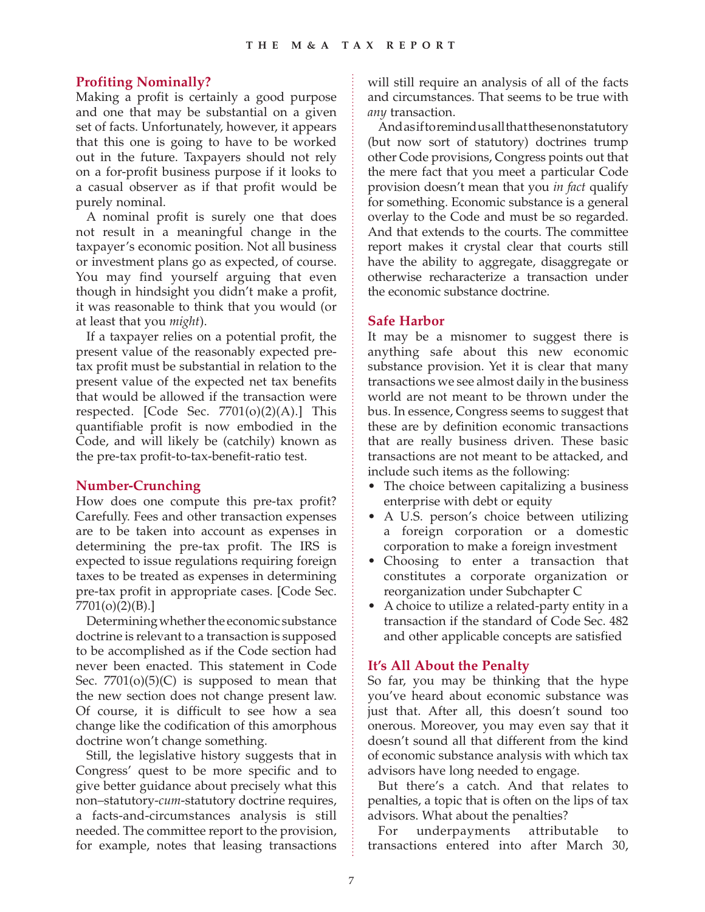## Profiting Nominally?

Making a profit is certainly a good purpose and one that may be substantial on a given set of facts. Unfortunately, however, it appears that this one is going to have to be worked out in the future. Taxpayers should not rely on a for-profit business purpose if it looks to a casual observer as if that profit would be purely nominal.

A nominal profit is surely one that does not result in a meaningful change in the taxpayer's economic position. Not all business or investment plans go as expected, of course. You may find yourself arguing that even though in hindsight you didn't make a profit, it was reasonable to think that you would (or at least that you *might*).

If a taxpayer relies on a potential profit, the present value of the reasonably expected pre-tax profit must be substantial in relation to the present value of the expected net tax benefits that would be allowed if the transaction were respected. [Code Sec. 7701(o)(2)(A).] This quantifiable profit is now embodied in the Code, and will likely be (catchily) known as the pre-tax profit-to-tax-benefit-ratio test.

## Number-Crunching

How does one compute this pre-tax profit? Carefully. Fees and other transaction expenses are to be taken into account as expenses in determining the pre-tax profit. The IRS is expected to issue regulations requiring foreign taxes to be treated as expenses in determining pre-tax profit in appropriate cases. [Code Sec. 7701(o)(2)(B).]

Determining whether the economic substance doctrine is relevant to a transaction is supposed to be accomplished as if the Code section had never been enacted. This statement in Code Sec. 7701(o)(5)(C) is supposed to mean that the new section does not change present law. Of course, it is difficult to see how a sea change like the codification of this amorphous doctrine won't change something.

Still, the legislative history suggests that in Congress' quest to be more specific and to give better guidance about precisely what this non–statutory-*cum*-statutory doctrine requires, a facts-and-circumstances analysis is still needed. The committee report to the provision, for example, notes that leasing transactions will still require an analysis of all of the facts and circumstances. That seems to be true with *any* transaction.

And as if to remind us all that these nonstatutory (but now sort of statutory) doctrines trump other Code provisions, Congress points out that the mere fact that you meet a particular Code provision doesn't mean that you *in fact* qualify for something. Economic substance is a general overlay to the Code and must be so regarded. And that extends to the courts. The committee report makes it crystal clear that courts still have the ability to aggregate, disaggregate or otherwise recharacterize a transaction under the economic substance doctrine.

## Safe Harbor

It may be a misnomer to suggest there is anything safe about this new economic substance provision. Yet it is clear that many transactions we see almost daily in the business world are not meant to be thrown under the bus. In essence, Congress seems to suggest that these are by definition economic transactions that are really business driven. These basic transactions are not meant to be attacked, and include such items as the following:

- The choice between capitalizing a business enterprise with debt or equity
- A U.S. person's choice between utilizing a foreign corporation or a domestic corporation to make a foreign investment
- Choosing to enter a transaction that constitutes a corporate organization or reorganization under Subchapter C
- A choice to utilize a related-party entity in a transaction if the standard of Code Sec. 482 and other applicable concepts are satisfied

## It's All About the Penalty

So far, you may be thinking that the hype you've heard about economic substance was just that. After all, this doesn't sound too onerous. Moreover, you may even say that it doesn't sound all that different from the kind of economic substance analysis with which tax advisors have long needed to engage.

But there's a catch. And that relates to penalties, a topic that is often on the lips of tax advisors. What about the penalties?

For underpayments attributable to transactions entered into after March 30,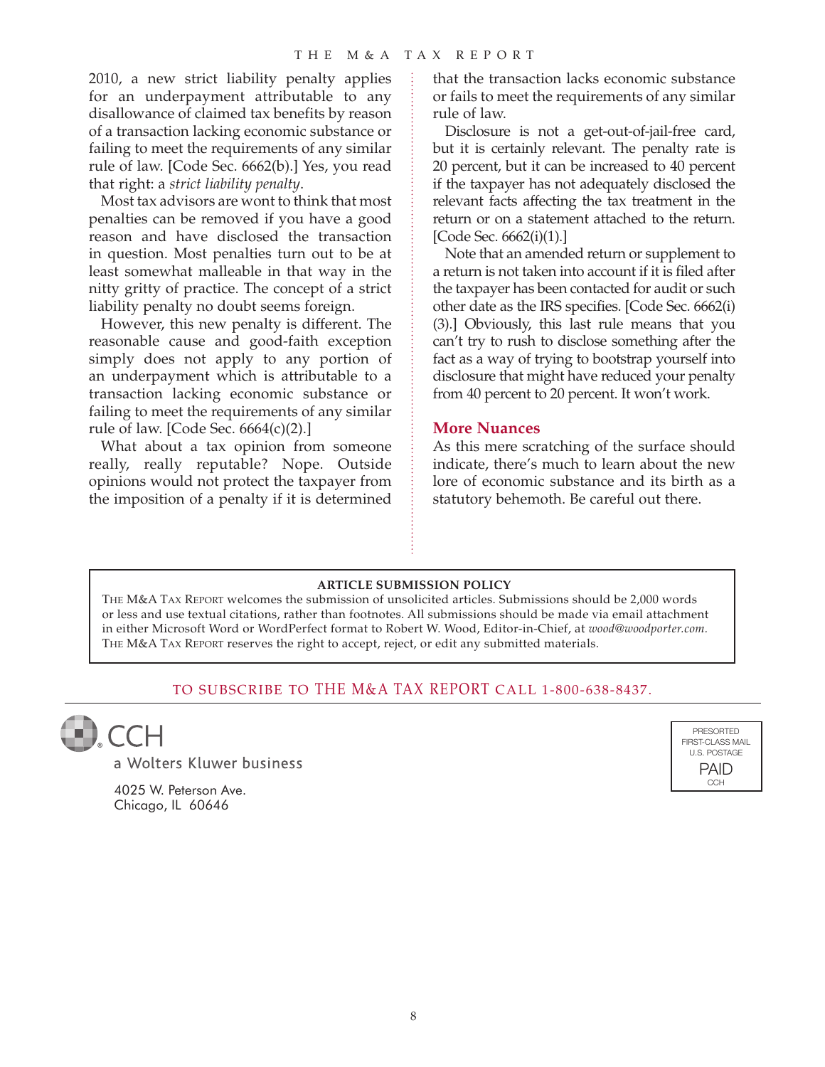2010, a new strict liability penalty applies for an underpayment attributable to any disallowance of claimed tax benefits by reason of a transaction lacking economic substance or failing to meet the requirements of any similar rule of law. [Code Sec. 6662(b).] Yes, you read that right: a *strict liability penalty*.

Most tax advisors are wont to think that most penalties can be removed if you have a good reason and have disclosed the transaction in question. Most penalties turn out to be at least somewhat malleable in that way in the nitty gritty of practice. The concept of a strict liability penalty no doubt seems foreign.

However, this new penalty is different. The reasonable cause and good-faith exception simply does not apply to any portion of an underpayment which is attributable to a transaction lacking economic substance or failing to meet the requirements of any similar rule of law. [Code Sec. 6664(c)(2).]

What about a tax opinion from someone really, really reputable? Nope. Outside opinions would not protect the taxpayer from the imposition of a penalty if it is determined that the transaction lacks economic substance or fails to meet the requirements of any similar rule of law.

Disclosure is not a get-out-of-jail-free card, but it is certainly relevant. The penalty rate is 20 percent, but it can be increased to 40 percent if the taxpayer has not adequately disclosed the relevant facts affecting the tax treatment in the return or on a statement attached to the return. [Code Sec. 6662(i)(1).]

Note that an amended return or supplement to a return is not taken into account if it is filed after the taxpayer has been contacted for audit or such other date as the IRS specifies. [Code Sec. 6662(i)(3).] Obviously, this last rule means that you can't try to rush to disclose something after the fact as a way of trying to bootstrap yourself into disclosure that might have reduced your penalty from 40 percent to 20 percent. It won't work.

## More Nuances

As this mere scratching of the surface should indicate, there's much to learn about the new lore of economic substance and its birth as a statutory behemoth. Be careful out there.

**ARTICLE SUBMISSION POLICY**

THE M&A TAX REPORT welcomes the submission of unsolicited articles. Submissions should be 2,000 words or less and use textual citations, rather than footnotes. All submissions should be made via email attachment in either Microsoft Word or WordPerfect format to Robert W. Wood, Editor-in-Chief, at *wood@woodporter.com.* THE M&A TAX REPORT reserves the right to accept, reject, or edit any submitted materials.

TO SUBSCRIBE TO THE M&A TAX REPORT CALL 1-800-638-8437.

CCH
a Wolters Kluwer business

4025 W. Peterson Ave.
Chicago, IL 60646

PRESORTED
FIRST-CLASS MAIL
U.S. POSTAGE
PAID
CCH